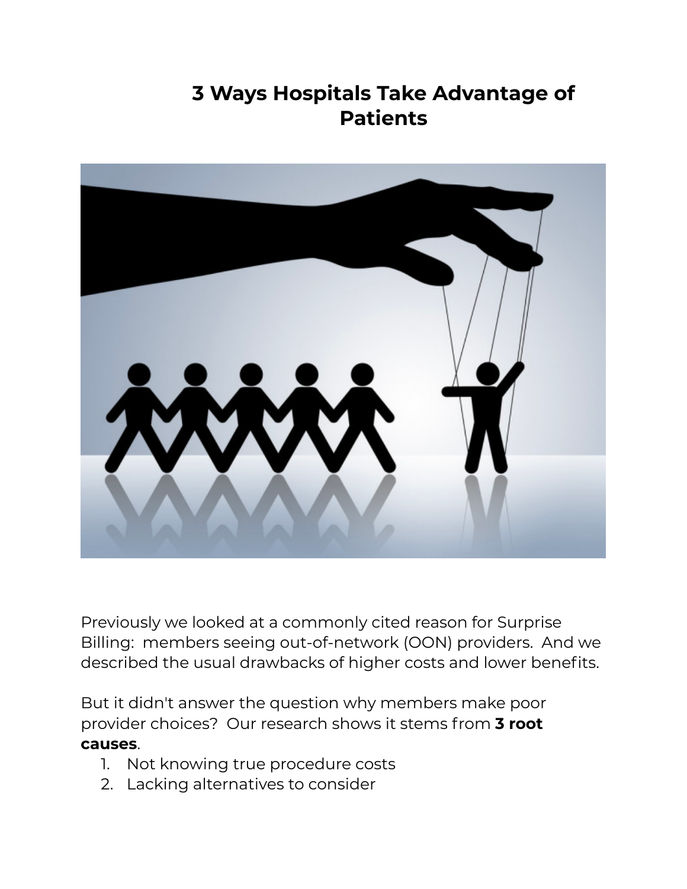# 3 Ways Hospitals Take Advantage of Patients

Previously we looked at a commonly cited reason for Surprise Billing:  members seeing out-of-network (OON) providers.  And we described the usual drawbacks of higher costs and lower benefits.

But it didn't answer the question why members make poor provider choices?  Our research shows it stems from **3 root causes**.

1. Not knowing true procedure costs
2. Lacking alternatives to consider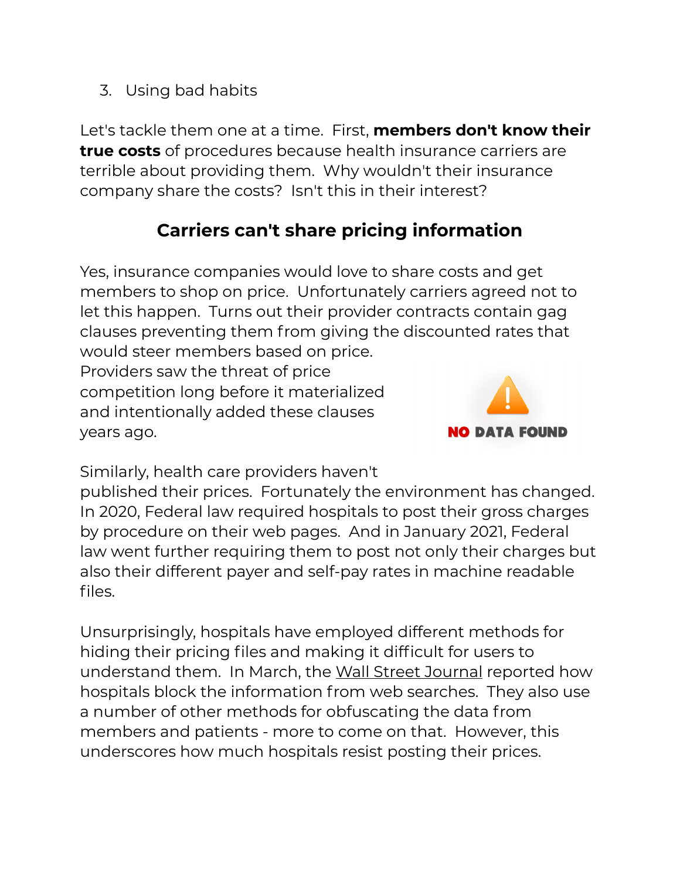3. Using bad habits

Let's tackle them one at a time.  First, **members don't know their true costs** of procedures because health insurance carriers are terrible about providing them.  Why wouldn't their insurance company share the costs?  Isn't this in their interest?

## Carriers can't share pricing information

Yes, insurance companies would love to share costs and get members to shop on price.  Unfortunately carriers agreed not to let this happen.  Turns out their provider contracts contain gag clauses preventing them from giving the discounted rates that would steer members based on price. Providers saw the threat of price competition long before it materialized and intentionally added these clauses years ago.

Similarly, health care providers haven't published their prices.  Fortunately the environment has changed. In 2020, Federal law required hospitals to post their gross charges by procedure on their web pages.  And in January 2021, Federal law went further requiring them to post not only their charges but also their different payer and self-pay rates in machine readable files.

Unsurprisingly, hospitals have employed different methods for hiding their pricing files and making it difficult for users to understand them.  In March, the Wall Street Journal reported how hospitals block the information from web searches.  They also use a number of other methods for obfuscating the data from members and patients - more to come on that.  However, this underscores how much hospitals resist posting their prices.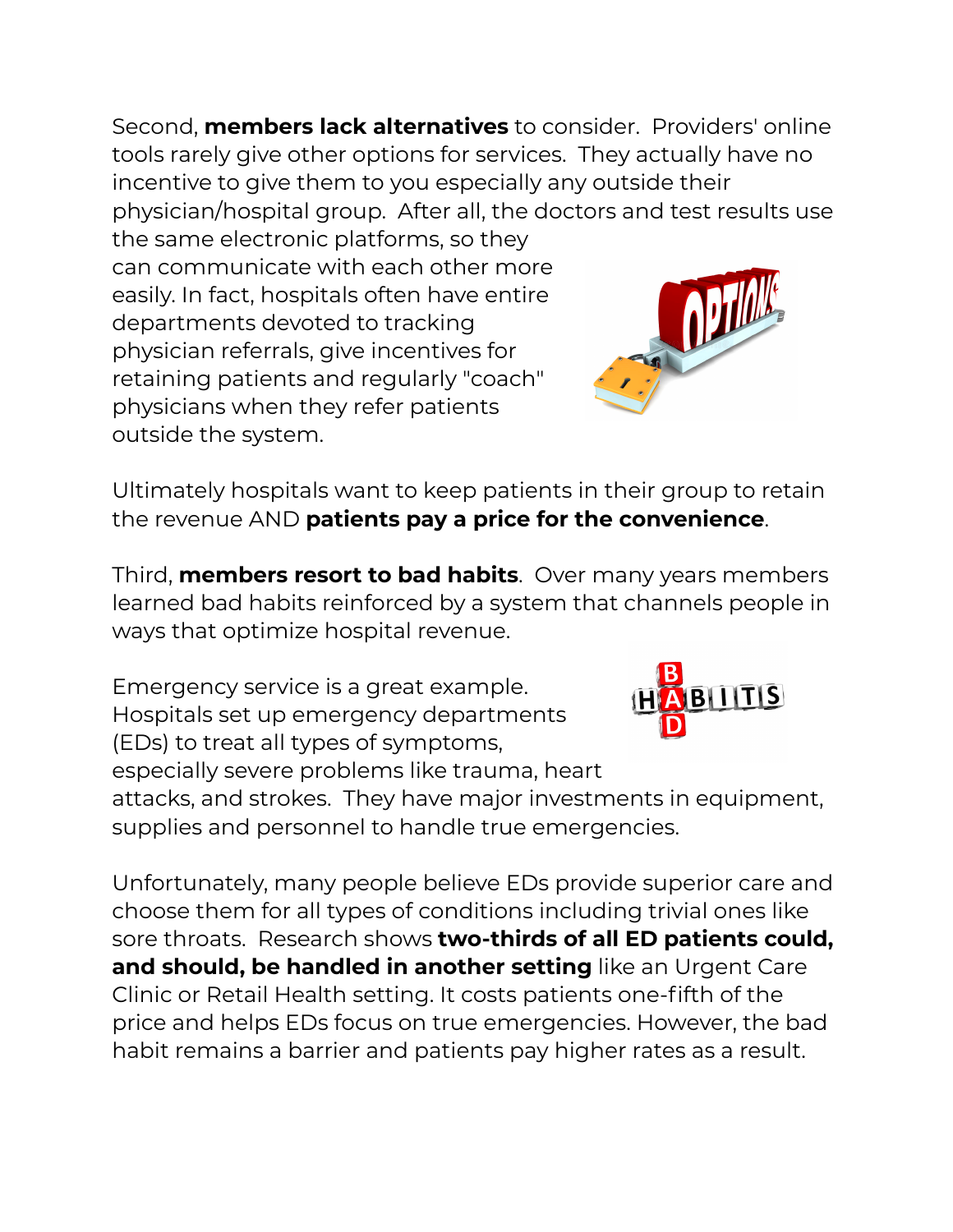Second, **members lack alternatives** to consider. Providers' online tools rarely give other options for services. They actually have no incentive to give them to you especially any outside their physician/hospital group. After all, the doctors and test results use the same electronic platforms, so they can communicate with each other more easily. In fact, hospitals often have entire departments devoted to tracking physician referrals, give incentives for retaining patients and regularly "coach" physicians when they refer patients outside the system.

Ultimately hospitals want to keep patients in their group to retain the revenue AND **patients pay a price for the convenience**.

Third, **members resort to bad habits**. Over many years members learned bad habits reinforced by a system that channels people in ways that optimize hospital revenue.

Emergency service is a great example. Hospitals set up emergency departments (EDs) to treat all types of symptoms, especially severe problems like trauma, heart attacks, and strokes. They have major investments in equipment, supplies and personnel to handle true emergencies.

Unfortunately, many people believe EDs provide superior care and choose them for all types of conditions including trivial ones like sore throats. Research shows **two-thirds of all ED patients could, and should, be handled in another setting** like an Urgent Care Clinic or Retail Health setting. It costs patients one-fifth of the price and helps EDs focus on true emergencies. However, the bad habit remains a barrier and patients pay higher rates as a result.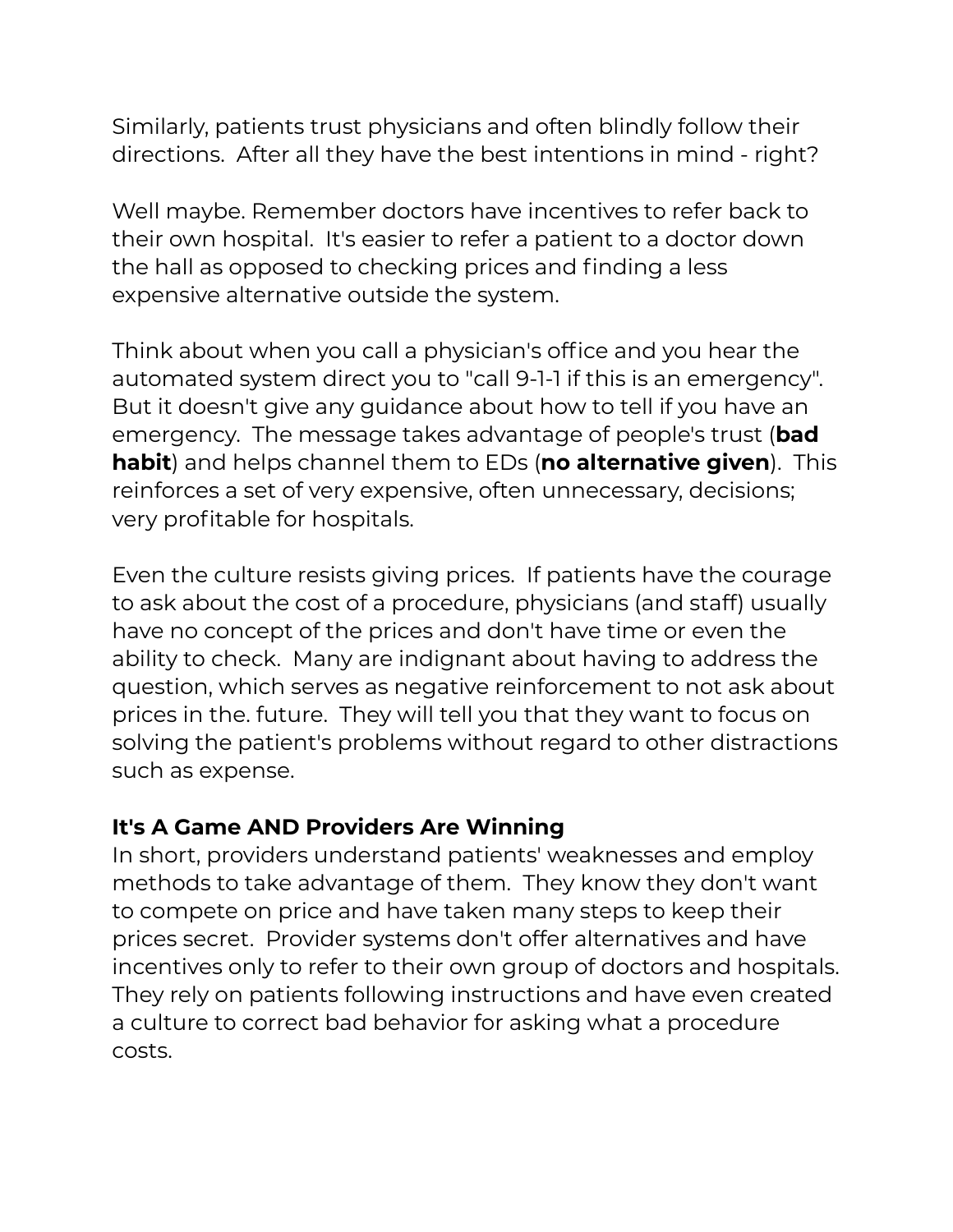Similarly, patients trust physicians and often blindly follow their directions.  After all they have the best intentions in mind - right?

Well maybe. Remember doctors have incentives to refer back to their own hospital.  It's easier to refer a patient to a doctor down the hall as opposed to checking prices and finding a less expensive alternative outside the system.

Think about when you call a physician's office and you hear the automated system direct you to "call 9-1-1 if this is an emergency". But it doesn't give any guidance about how to tell if you have an emergency.  The message takes advantage of people's trust (**bad habit**) and helps channel them to EDs (**no alternative given**).  This reinforces a set of very expensive, often unnecessary, decisions; very profitable for hospitals.

Even the culture resists giving prices.  If patients have the courage to ask about the cost of a procedure, physicians (and staff) usually have no concept of the prices and don't have time or even the ability to check.  Many are indignant about having to address the question, which serves as negative reinforcement to not ask about prices in the. future.  They will tell you that they want to focus on solving the patient's problems without regard to other distractions such as expense.

**It's A Game AND Providers Are Winning**

In short, providers understand patients' weaknesses and employ methods to take advantage of them.  They know they don't want to compete on price and have taken many steps to keep their prices secret.  Provider systems don't offer alternatives and have incentives only to refer to their own group of doctors and hospitals. They rely on patients following instructions and have even created a culture to correct bad behavior for asking what a procedure costs.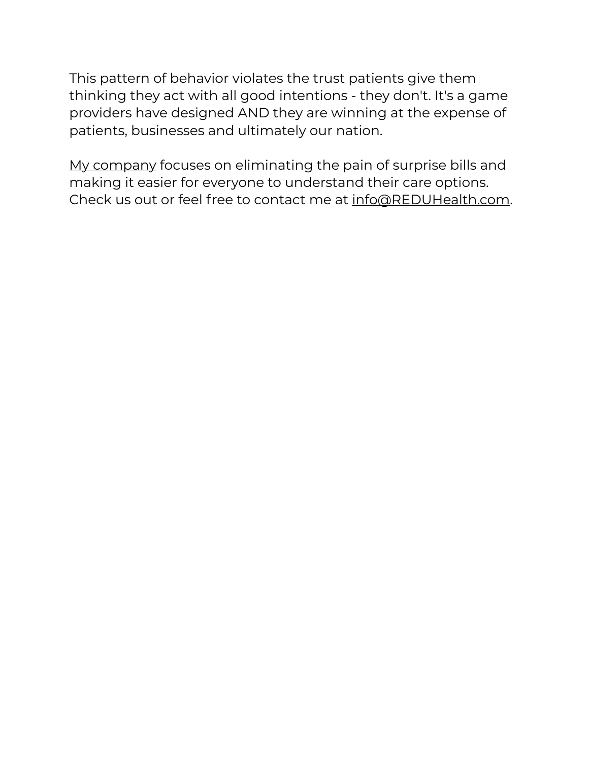This pattern of behavior violates the trust patients give them thinking they act with all good intentions - they don't. It's a game providers have designed AND they are winning at the expense of patients, businesses and ultimately our nation.

My company focuses on eliminating the pain of surprise bills and making it easier for everyone to understand their care options. Check us out or feel free to contact me at info@REDUHealth.com.